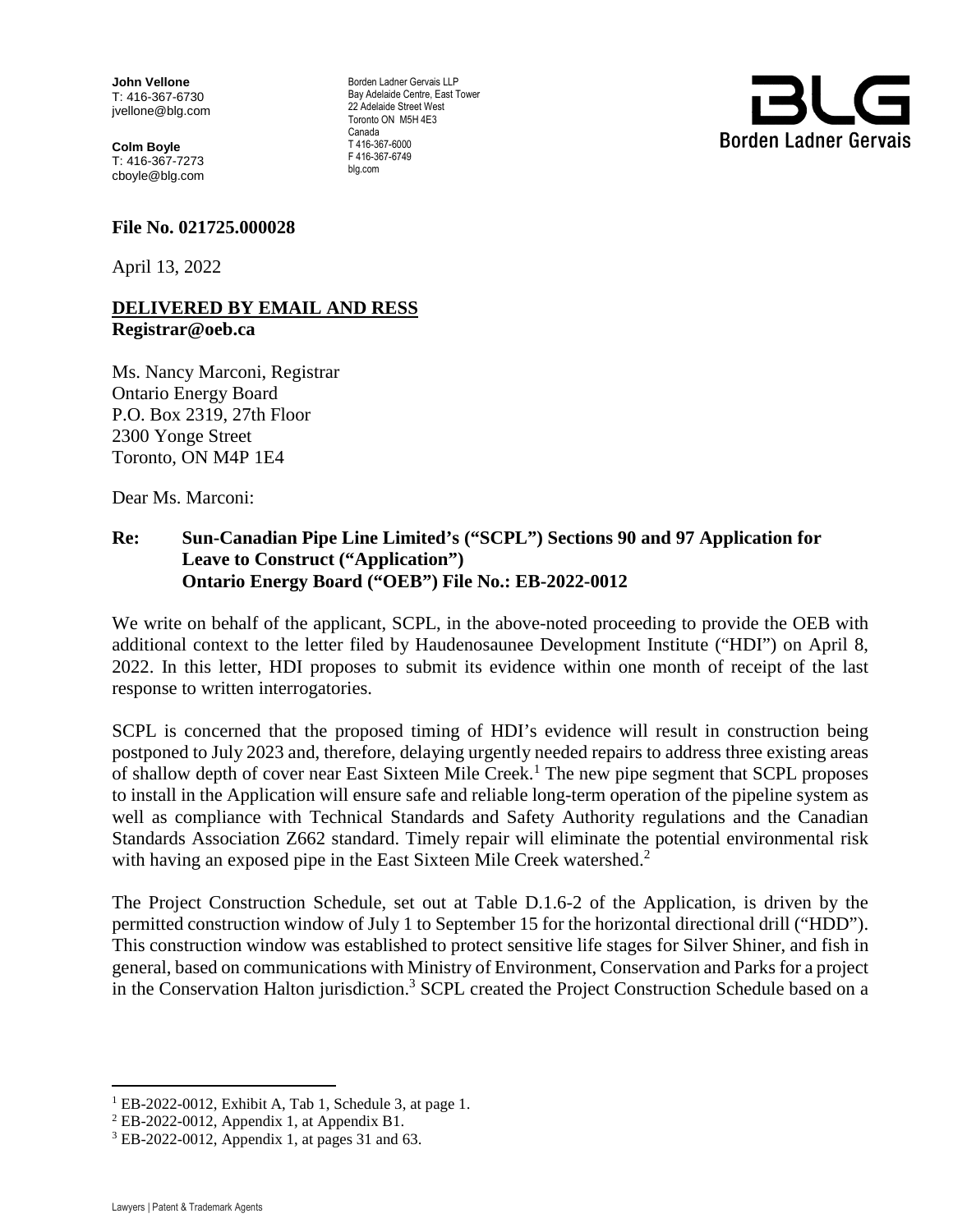**John Vellone**
T: 416-367-6730
jvellone@blg.com

**Colm Boyle**
T: 416-367-7273
cboyle@blg.com

Borden Ladner Gervais LLP
Bay Adelaide Centre, East Tower
22 Adelaide Street West
Toronto ON M5H 4E3
Canada
T 416-367-6000
F 416-367-6749
blg.com

BLG
Borden Ladner Gervais

**File No. 021725.000028**

April 13, 2022

**DELIVERED BY EMAIL AND RESS**
**Registrar@oeb.ca**

Ms. Nancy Marconi, Registrar
Ontario Energy Board
P.O. Box 2319, 27th Floor
2300 Yonge Street
Toronto, ON M4P 1E4

Dear Ms. Marconi:

**Re: Sun-Canadian Pipe Line Limited's ("SCPL") Sections 90 and 97 Application for Leave to Construct ("Application")**
**Ontario Energy Board ("OEB") File No.: EB-2022-0012**

We write on behalf of the applicant, SCPL, in the above-noted proceeding to provide the OEB with additional context to the letter filed by Haudenosaunee Development Institute ("HDI") on April 8, 2022. In this letter, HDI proposes to submit its evidence within one month of receipt of the last response to written interrogatories.

SCPL is concerned that the proposed timing of HDI's evidence will result in construction being postponed to July 2023 and, therefore, delaying urgently needed repairs to address three existing areas of shallow depth of cover near East Sixteen Mile Creek.[1] The new pipe segment that SCPL proposes to install in the Application will ensure safe and reliable long-term operation of the pipeline system as well as compliance with Technical Standards and Safety Authority regulations and the Canadian Standards Association Z662 standard. Timely repair will eliminate the potential environmental risk with having an exposed pipe in the East Sixteen Mile Creek watershed.[2]

The Project Construction Schedule, set out at Table D.1.6-2 of the Application, is driven by the permitted construction window of July 1 to September 15 for the horizontal directional drill ("HDD"). This construction window was established to protect sensitive life stages for Silver Shiner, and fish in general, based on communications with Ministry of Environment, Conservation and Parks for a project in the Conservation Halton jurisdiction.[3] SCPL created the Project Construction Schedule based on a

[1] EB-2022-0012, Exhibit A, Tab 1, Schedule 3, at page 1.
[2] EB-2022-0012, Appendix 1, at Appendix B1.
[3] EB-2022-0012, Appendix 1, at pages 31 and 63.

Lawyers | Patent & Trademark Agents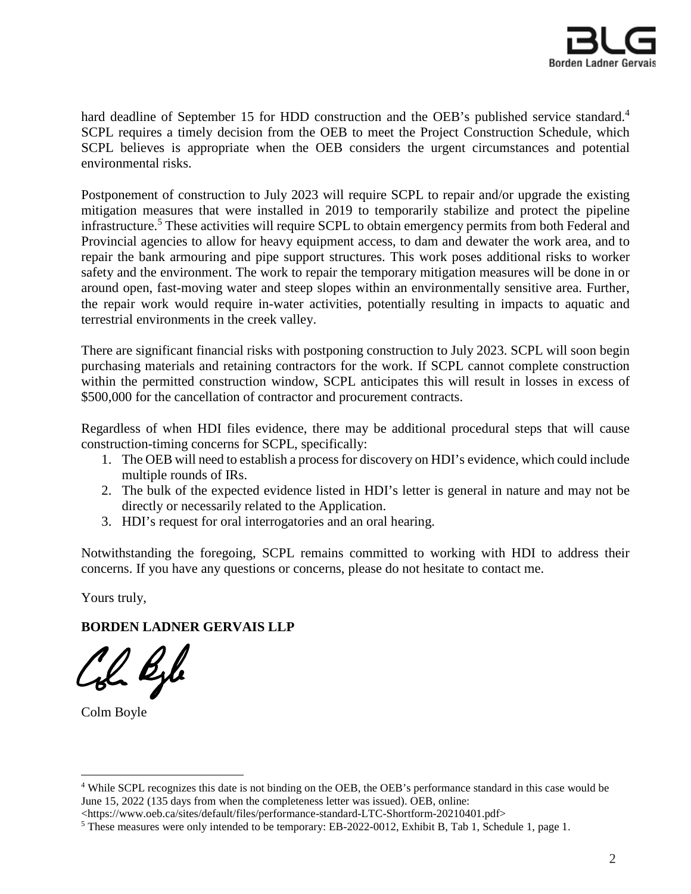hard deadline of September 15 for HDD construction and the OEB's published service standard.[4] SCPL requires a timely decision from the OEB to meet the Project Construction Schedule, which SCPL believes is appropriate when the OEB considers the urgent circumstances and potential environmental risks.

Postponement of construction to July 2023 will require SCPL to repair and/or upgrade the existing mitigation measures that were installed in 2019 to temporarily stabilize and protect the pipeline infrastructure.[5] These activities will require SCPL to obtain emergency permits from both Federal and Provincial agencies to allow for heavy equipment access, to dam and dewater the work area, and to repair the bank armouring and pipe support structures. This work poses additional risks to worker safety and the environment. The work to repair the temporary mitigation measures will be done in or around open, fast-moving water and steep slopes within an environmentally sensitive area. Further, the repair work would require in-water activities, potentially resulting in impacts to aquatic and terrestrial environments in the creek valley.

There are significant financial risks with postponing construction to July 2023. SCPL will soon begin purchasing materials and retaining contractors for the work. If SCPL cannot complete construction within the permitted construction window, SCPL anticipates this will result in losses in excess of $500,000 for the cancellation of contractor and procurement contracts.

Regardless of when HDI files evidence, there may be additional procedural steps that will cause construction-timing concerns for SCPL, specifically:

1. The OEB will need to establish a process for discovery on HDI's evidence, which could include multiple rounds of IRs.
2. The bulk of the expected evidence listed in HDI's letter is general in nature and may not be directly or necessarily related to the Application.
3. HDI's request for oral interrogatories and an oral hearing.

Notwithstanding the foregoing, SCPL remains committed to working with HDI to address their concerns. If you have any questions or concerns, please do not hesitate to contact me.

Yours truly,

**BORDEN LADNER GERVAIS LLP**

Colm Boyle

---

[4] While SCPL recognizes this date is not binding on the OEB, the OEB's performance standard in this case would be June 15, 2022 (135 days from when the completeness letter was issued). OEB, online: <https://www.oeb.ca/sites/default/files/performance-standard-LTC-Shortform-20210401.pdf>

[5] These measures were only intended to be temporary: EB-2022-0012, Exhibit B, Tab 1, Schedule 1, page 1.